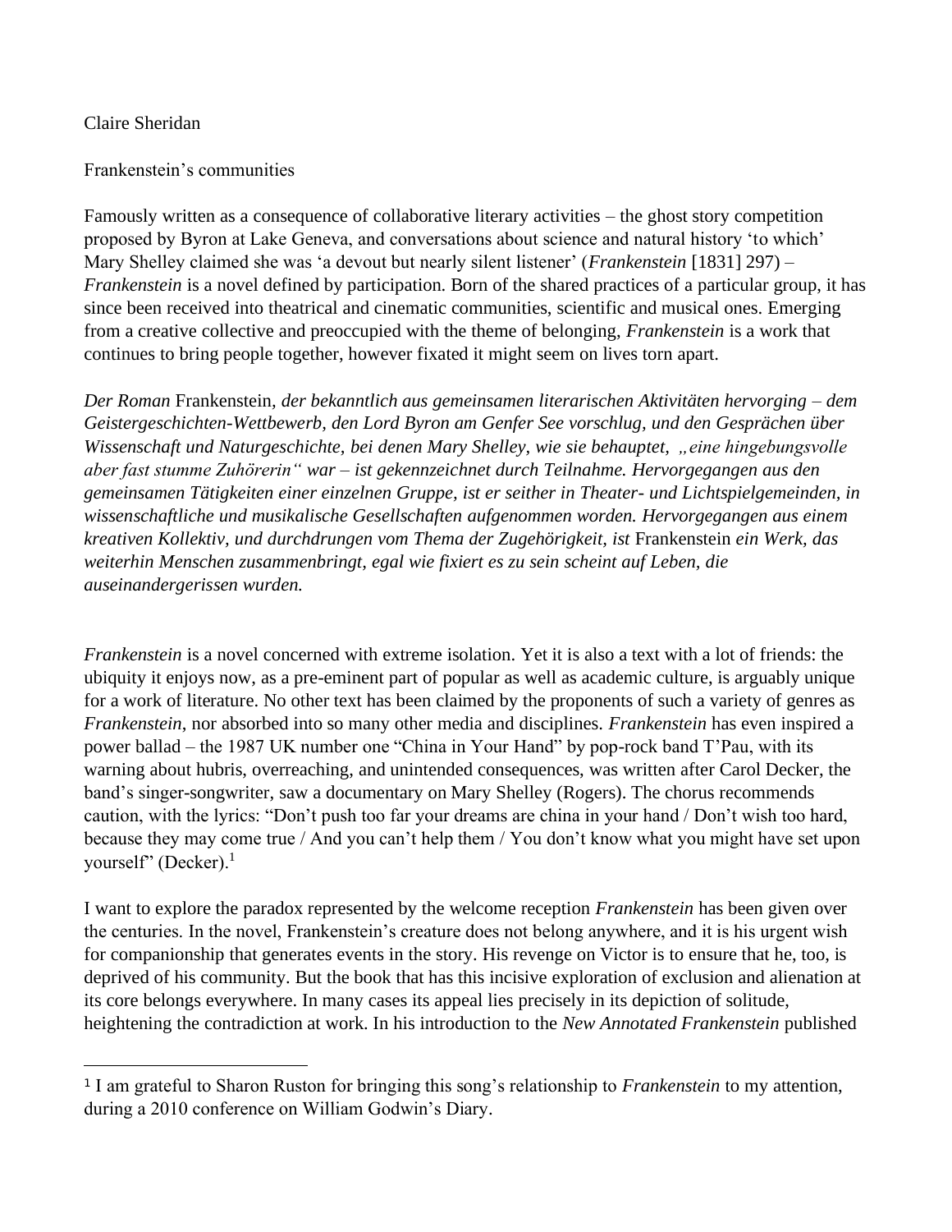Claire Sheridan

Frankenstein's communities

Famously written as a consequence of collaborative literary activities – the ghost story competition proposed by Byron at Lake Geneva, and conversations about science and natural history 'to which' Mary Shelley claimed she was 'a devout but nearly silent listener' (*Frankenstein* [1831] 297) – *Frankenstein* is a novel defined by participation. Born of the shared practices of a particular group, it has since been received into theatrical and cinematic communities, scientific and musical ones. Emerging from a creative collective and preoccupied with the theme of belonging, *Frankenstein* is a work that continues to bring people together, however fixated it might seem on lives torn apart.

*Der Roman* Frankenstein*, der bekanntlich aus gemeinsamen literarischen Aktivitäten hervorging – dem Geistergeschichten-Wettbewerb, den Lord Byron am Genfer See vorschlug, und den Gesprächen über Wissenschaft und Naturgeschichte, bei denen Mary Shelley, wie sie behauptet, „eine hingebungsvolle aber fast stumme Zuhörerin" war – ist gekennzeichnet durch Teilnahme. Hervorgegangen aus den gemeinsamen Tätigkeiten einer einzelnen Gruppe, ist er seither in Theater- und Lichtspielgemeinden, in wissenschaftliche und musikalische Gesellschaften aufgenommen worden. Hervorgegangen aus einem kreativen Kollektiv, und durchdrungen vom Thema der Zugehörigkeit, ist* Frankenstein *ein Werk, das weiterhin Menschen zusammenbringt, egal wie fixiert es zu sein scheint auf Leben, die auseinandergerissen wurden.*

*Frankenstein* is a novel concerned with extreme isolation. Yet it is also a text with a lot of friends: the ubiquity it enjoys now, as a pre-eminent part of popular as well as academic culture, is arguably unique for a work of literature. No other text has been claimed by the proponents of such a variety of genres as *Frankenstein*, nor absorbed into so many other media and disciplines. *Frankenstein* has even inspired a power ballad – the 1987 UK number one "China in Your Hand" by pop-rock band T'Pau, with its warning about hubris, overreaching, and unintended consequences, was written after Carol Decker, the band's singer-songwriter, saw a documentary on Mary Shelley (Rogers). The chorus recommends caution, with the lyrics: "Don't push too far your dreams are china in your hand / Don't wish too hard, because they may come true / And you can't help them / You don't know what you might have set upon yourself" (Decker).[1]

I want to explore the paradox represented by the welcome reception *Frankenstein* has been given over the centuries. In the novel, Frankenstein's creature does not belong anywhere, and it is his urgent wish for companionship that generates events in the story. His revenge on Victor is to ensure that he, too, is deprived of his community. But the book that has this incisive exploration of exclusion and alienation at its core belongs everywhere. In many cases its appeal lies precisely in its depiction of solitude, heightening the contradiction at work. In his introduction to the *New Annotated Frankenstein* published

[1] I am grateful to Sharon Ruston for bringing this song's relationship to *Frankenstein* to my attention, during a 2010 conference on William Godwin's Diary.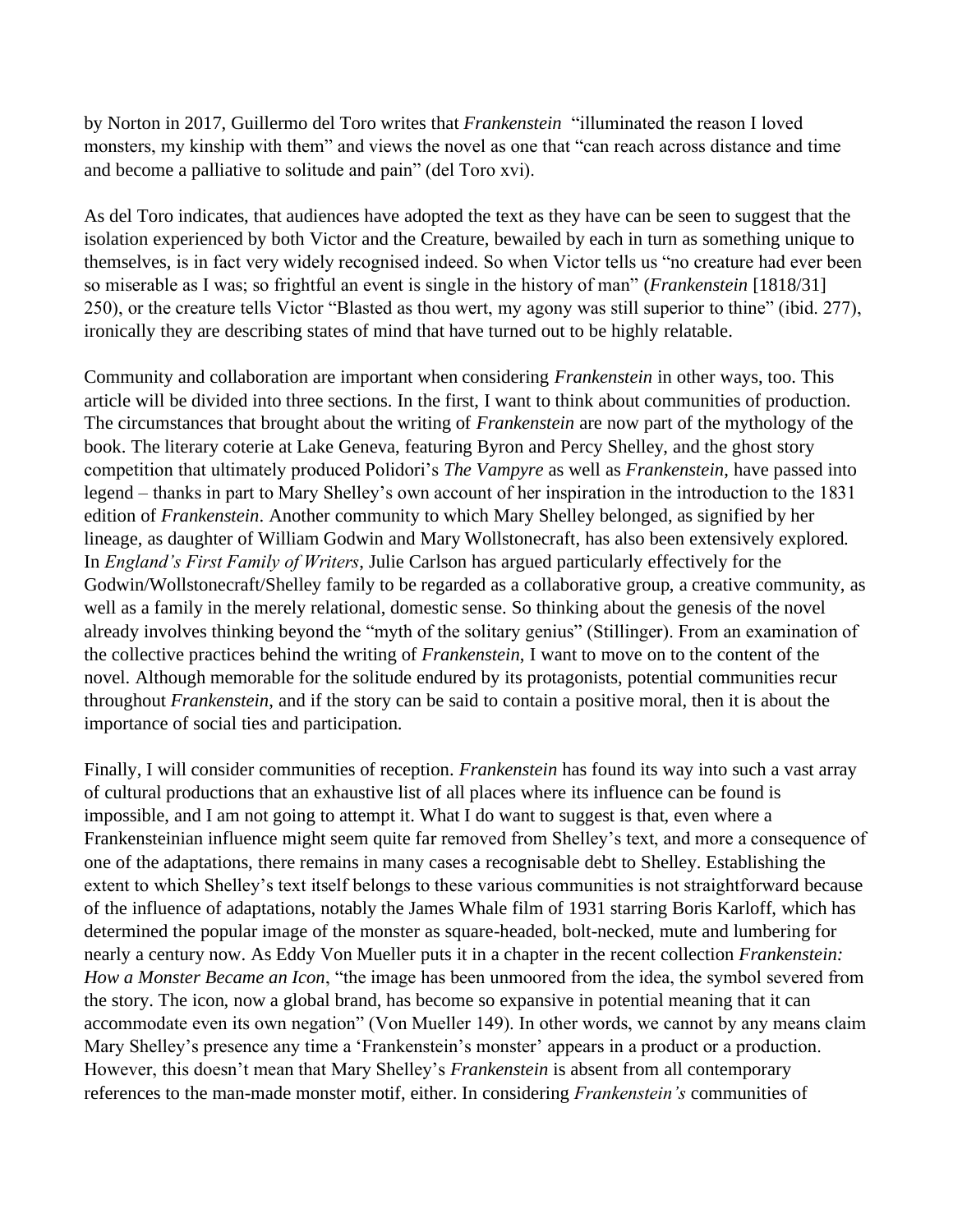by Norton in 2017, Guillermo del Toro writes that *Frankenstein* "illuminated the reason I loved monsters, my kinship with them" and views the novel as one that "can reach across distance and time and become a palliative to solitude and pain" (del Toro xvi).

As del Toro indicates, that audiences have adopted the text as they have can be seen to suggest that the isolation experienced by both Victor and the Creature, bewailed by each in turn as something unique to themselves, is in fact very widely recognised indeed. So when Victor tells us "no creature had ever been so miserable as I was; so frightful an event is single in the history of man" (*Frankenstein* [1818/31] 250), or the creature tells Victor "Blasted as thou wert, my agony was still superior to thine" (ibid. 277), ironically they are describing states of mind that have turned out to be highly relatable.

Community and collaboration are important when considering *Frankenstein* in other ways, too. This article will be divided into three sections. In the first, I want to think about communities of production. The circumstances that brought about the writing of *Frankenstein* are now part of the mythology of the book. The literary coterie at Lake Geneva, featuring Byron and Percy Shelley, and the ghost story competition that ultimately produced Polidori's *The Vampyre* as well as *Frankenstein*, have passed into legend – thanks in part to Mary Shelley's own account of her inspiration in the introduction to the 1831 edition of *Frankenstein*. Another community to which Mary Shelley belonged, as signified by her lineage, as daughter of William Godwin and Mary Wollstonecraft, has also been extensively explored. In *England's First Family of Writers*, Julie Carlson has argued particularly effectively for the Godwin/Wollstonecraft/Shelley family to be regarded as a collaborative group, a creative community, as well as a family in the merely relational, domestic sense. So thinking about the genesis of the novel already involves thinking beyond the "myth of the solitary genius" (Stillinger). From an examination of the collective practices behind the writing of *Frankenstein*, I want to move on to the content of the novel. Although memorable for the solitude endured by its protagonists, potential communities recur throughout *Frankenstein*, and if the story can be said to contain a positive moral, then it is about the importance of social ties and participation.

Finally, I will consider communities of reception. *Frankenstein* has found its way into such a vast array of cultural productions that an exhaustive list of all places where its influence can be found is impossible, and I am not going to attempt it. What I do want to suggest is that, even where a Frankensteinian influence might seem quite far removed from Shelley's text, and more a consequence of one of the adaptations, there remains in many cases a recognisable debt to Shelley. Establishing the extent to which Shelley's text itself belongs to these various communities is not straightforward because of the influence of adaptations, notably the James Whale film of 1931 starring Boris Karloff, which has determined the popular image of the monster as square-headed, bolt-necked, mute and lumbering for nearly a century now. As Eddy Von Mueller puts it in a chapter in the recent collection *Frankenstein: How a Monster Became an Icon*, "the image has been unmoored from the idea, the symbol severed from the story. The icon, now a global brand, has become so expansive in potential meaning that it can accommodate even its own negation" (Von Mueller 149). In other words, we cannot by any means claim Mary Shelley's presence any time a 'Frankenstein's monster' appears in a product or a production. However, this doesn't mean that Mary Shelley's *Frankenstein* is absent from all contemporary references to the man-made monster motif, either. In considering *Frankenstein's* communities of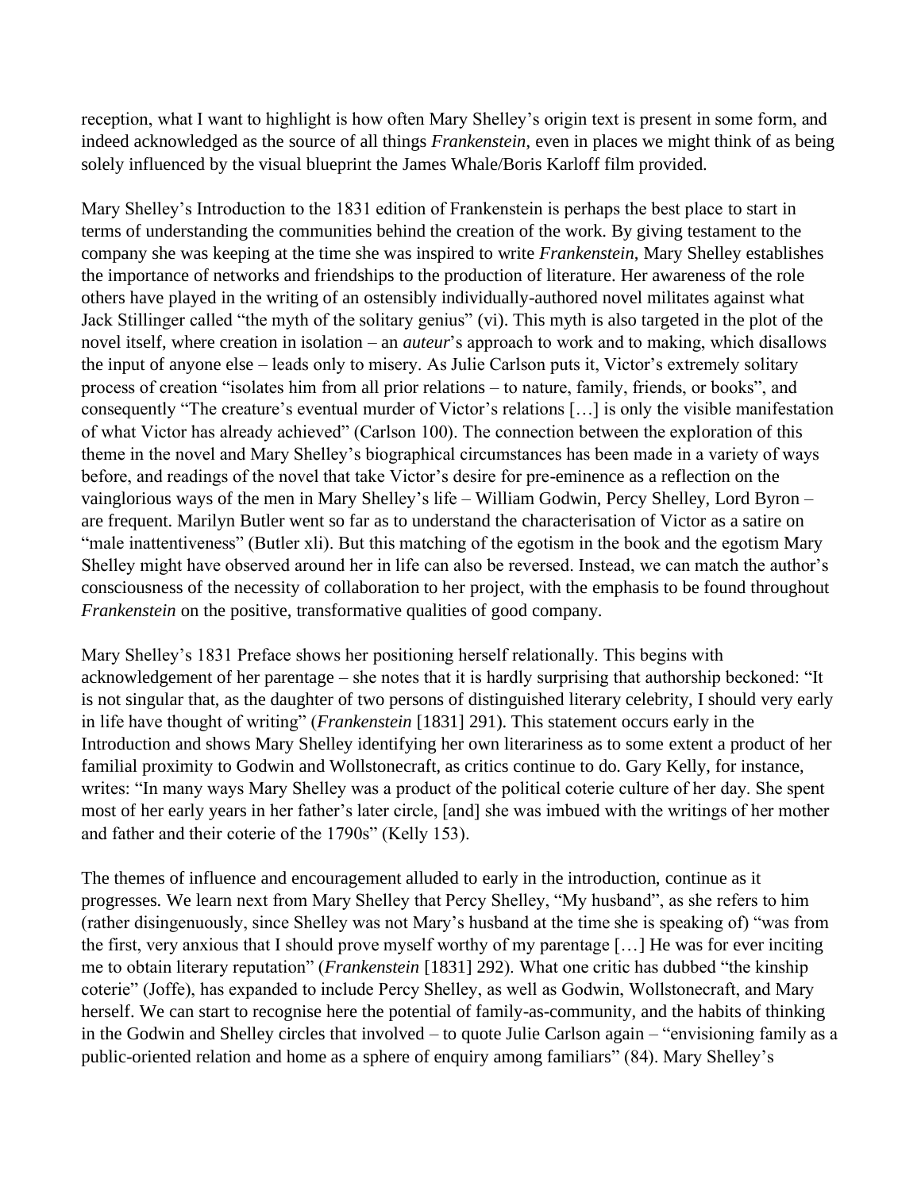reception, what I want to highlight is how often Mary Shelley's origin text is present in some form, and indeed acknowledged as the source of all things *Frankenstein*, even in places we might think of as being solely influenced by the visual blueprint the James Whale/Boris Karloff film provided.

Mary Shelley's Introduction to the 1831 edition of Frankenstein is perhaps the best place to start in terms of understanding the communities behind the creation of the work. By giving testament to the company she was keeping at the time she was inspired to write *Frankenstein*, Mary Shelley establishes the importance of networks and friendships to the production of literature. Her awareness of the role others have played in the writing of an ostensibly individually-authored novel militates against what Jack Stillinger called "the myth of the solitary genius" (vi). This myth is also targeted in the plot of the novel itself, where creation in isolation – an *auteur*'s approach to work and to making, which disallows the input of anyone else – leads only to misery. As Julie Carlson puts it, Victor's extremely solitary process of creation "isolates him from all prior relations – to nature, family, friends, or books", and consequently "The creature's eventual murder of Victor's relations […] is only the visible manifestation of what Victor has already achieved" (Carlson 100). The connection between the exploration of this theme in the novel and Mary Shelley's biographical circumstances has been made in a variety of ways before, and readings of the novel that take Victor's desire for pre-eminence as a reflection on the vainglorious ways of the men in Mary Shelley's life – William Godwin, Percy Shelley, Lord Byron – are frequent. Marilyn Butler went so far as to understand the characterisation of Victor as a satire on "male inattentiveness" (Butler xli). But this matching of the egotism in the book and the egotism Mary Shelley might have observed around her in life can also be reversed. Instead, we can match the author's consciousness of the necessity of collaboration to her project, with the emphasis to be found throughout *Frankenstein* on the positive, transformative qualities of good company.

Mary Shelley's 1831 Preface shows her positioning herself relationally. This begins with acknowledgement of her parentage – she notes that it is hardly surprising that authorship beckoned: "It is not singular that, as the daughter of two persons of distinguished literary celebrity, I should very early in life have thought of writing" (*Frankenstein* [1831] 291). This statement occurs early in the Introduction and shows Mary Shelley identifying her own literariness as to some extent a product of her familial proximity to Godwin and Wollstonecraft, as critics continue to do. Gary Kelly, for instance, writes: "In many ways Mary Shelley was a product of the political coterie culture of her day. She spent most of her early years in her father's later circle, [and] she was imbued with the writings of her mother and father and their coterie of the 1790s" (Kelly 153).

The themes of influence and encouragement alluded to early in the introduction, continue as it progresses. We learn next from Mary Shelley that Percy Shelley, "My husband", as she refers to him (rather disingenuously, since Shelley was not Mary's husband at the time she is speaking of) "was from the first, very anxious that I should prove myself worthy of my parentage […] He was for ever inciting me to obtain literary reputation" (*Frankenstein* [1831] 292). What one critic has dubbed "the kinship coterie" (Joffe), has expanded to include Percy Shelley, as well as Godwin, Wollstonecraft, and Mary herself. We can start to recognise here the potential of family-as-community, and the habits of thinking in the Godwin and Shelley circles that involved – to quote Julie Carlson again – "envisioning family as a public-oriented relation and home as a sphere of enquiry among familiars" (84). Mary Shelley's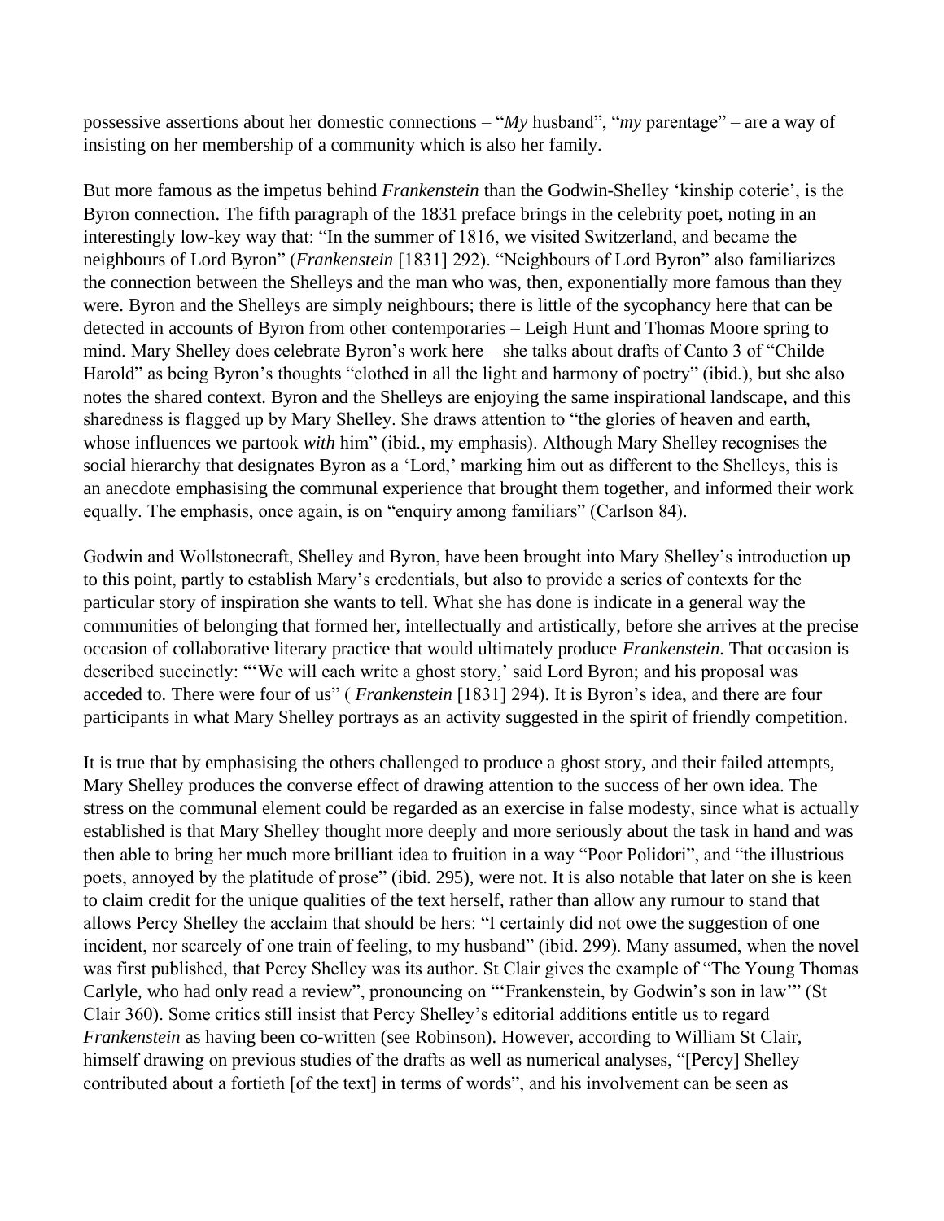possessive assertions about her domestic connections – "*My* husband", "*my* parentage" – are a way of insisting on her membership of a community which is also her family.

But more famous as the impetus behind *Frankenstein* than the Godwin-Shelley 'kinship coterie', is the Byron connection. The fifth paragraph of the 1831 preface brings in the celebrity poet, noting in an interestingly low-key way that: "In the summer of 1816, we visited Switzerland, and became the neighbours of Lord Byron" (*Frankenstein* [1831] 292). "Neighbours of Lord Byron" also familiarizes the connection between the Shelleys and the man who was, then, exponentially more famous than they were. Byron and the Shelleys are simply neighbours; there is little of the sycophancy here that can be detected in accounts of Byron from other contemporaries – Leigh Hunt and Thomas Moore spring to mind. Mary Shelley does celebrate Byron's work here – she talks about drafts of Canto 3 of "Childe Harold" as being Byron's thoughts "clothed in all the light and harmony of poetry" (ibid.), but she also notes the shared context. Byron and the Shelleys are enjoying the same inspirational landscape, and this sharedness is flagged up by Mary Shelley. She draws attention to "the glories of heaven and earth, whose influences we partook *with* him" (ibid., my emphasis). Although Mary Shelley recognises the social hierarchy that designates Byron as a 'Lord,' marking him out as different to the Shelleys, this is an anecdote emphasising the communal experience that brought them together, and informed their work equally. The emphasis, once again, is on "enquiry among familiars" (Carlson 84).

Godwin and Wollstonecraft, Shelley and Byron, have been brought into Mary Shelley's introduction up to this point, partly to establish Mary's credentials, but also to provide a series of contexts for the particular story of inspiration she wants to tell. What she has done is indicate in a general way the communities of belonging that formed her, intellectually and artistically, before she arrives at the precise occasion of collaborative literary practice that would ultimately produce *Frankenstein*. That occasion is described succinctly: "'We will each write a ghost story,' said Lord Byron; and his proposal was acceded to. There were four of us" ( *Frankenstein* [1831] 294). It is Byron's idea, and there are four participants in what Mary Shelley portrays as an activity suggested in the spirit of friendly competition.

It is true that by emphasising the others challenged to produce a ghost story, and their failed attempts, Mary Shelley produces the converse effect of drawing attention to the success of her own idea. The stress on the communal element could be regarded as an exercise in false modesty, since what is actually established is that Mary Shelley thought more deeply and more seriously about the task in hand and was then able to bring her much more brilliant idea to fruition in a way "Poor Polidori", and "the illustrious poets, annoyed by the platitude of prose" (ibid. 295), were not. It is also notable that later on she is keen to claim credit for the unique qualities of the text herself, rather than allow any rumour to stand that allows Percy Shelley the acclaim that should be hers: "I certainly did not owe the suggestion of one incident, nor scarcely of one train of feeling, to my husband" (ibid. 299). Many assumed, when the novel was first published, that Percy Shelley was its author. St Clair gives the example of "The Young Thomas Carlyle, who had only read a review", pronouncing on "'Frankenstein, by Godwin's son in law'" (St Clair 360). Some critics still insist that Percy Shelley's editorial additions entitle us to regard *Frankenstein* as having been co-written (see Robinson). However, according to William St Clair, himself drawing on previous studies of the drafts as well as numerical analyses, "[Percy] Shelley contributed about a fortieth [of the text] in terms of words", and his involvement can be seen as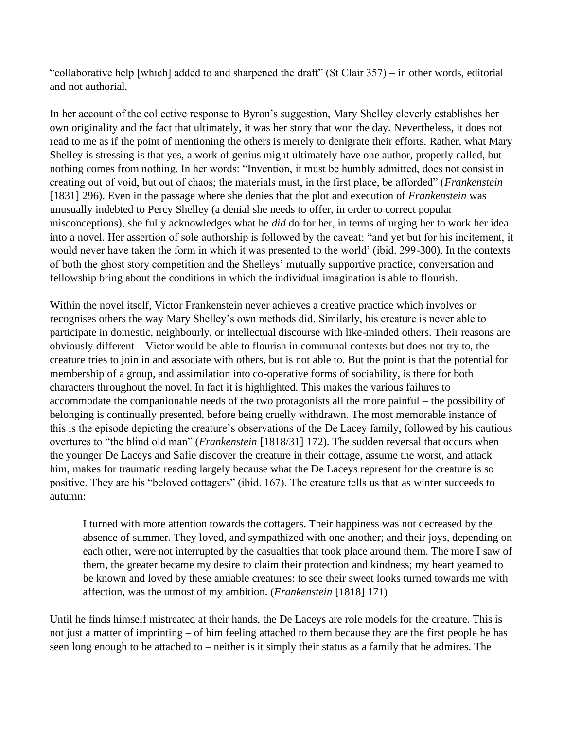"collaborative help [which] added to and sharpened the draft" (St Clair 357) – in other words, editorial and not authorial.

In her account of the collective response to Byron's suggestion, Mary Shelley cleverly establishes her own originality and the fact that ultimately, it was her story that won the day. Nevertheless, it does not read to me as if the point of mentioning the others is merely to denigrate their efforts. Rather, what Mary Shelley is stressing is that yes, a work of genius might ultimately have one author, properly called, but nothing comes from nothing. In her words: "Invention, it must be humbly admitted, does not consist in creating out of void, but out of chaos; the materials must, in the first place, be afforded" (*Frankenstein* [1831] 296). Even in the passage where she denies that the plot and execution of *Frankenstein* was unusually indebted to Percy Shelley (a denial she needs to offer, in order to correct popular misconceptions), she fully acknowledges what he *did* do for her, in terms of urging her to work her idea into a novel. Her assertion of sole authorship is followed by the caveat: "and yet but for his incitement, it would never have taken the form in which it was presented to the world' (ibid. 299-300). In the contexts of both the ghost story competition and the Shelleys' mutually supportive practice, conversation and fellowship bring about the conditions in which the individual imagination is able to flourish.

Within the novel itself, Victor Frankenstein never achieves a creative practice which involves or recognises others the way Mary Shelley's own methods did. Similarly, his creature is never able to participate in domestic, neighbourly, or intellectual discourse with like-minded others. Their reasons are obviously different – Victor would be able to flourish in communal contexts but does not try to, the creature tries to join in and associate with others, but is not able to. But the point is that the potential for membership of a group, and assimilation into co-operative forms of sociability, is there for both characters throughout the novel. In fact it is highlighted. This makes the various failures to accommodate the companionable needs of the two protagonists all the more painful – the possibility of belonging is continually presented, before being cruelly withdrawn. The most memorable instance of this is the episode depicting the creature's observations of the De Lacey family, followed by his cautious overtures to "the blind old man" (*Frankenstein* [1818/31] 172). The sudden reversal that occurs when the younger De Laceys and Safie discover the creature in their cottage, assume the worst, and attack him, makes for traumatic reading largely because what the De Laceys represent for the creature is so positive. They are his "beloved cottagers" (ibid. 167). The creature tells us that as winter succeeds to autumn:

> I turned with more attention towards the cottagers. Their happiness was not decreased by the absence of summer. They loved, and sympathized with one another; and their joys, depending on each other, were not interrupted by the casualties that took place around them. The more I saw of them, the greater became my desire to claim their protection and kindness; my heart yearned to be known and loved by these amiable creatures: to see their sweet looks turned towards me with affection, was the utmost of my ambition. (*Frankenstein* [1818] 171)

Until he finds himself mistreated at their hands, the De Laceys are role models for the creature. This is not just a matter of imprinting – of him feeling attached to them because they are the first people he has seen long enough to be attached to – neither is it simply their status as a family that he admires. The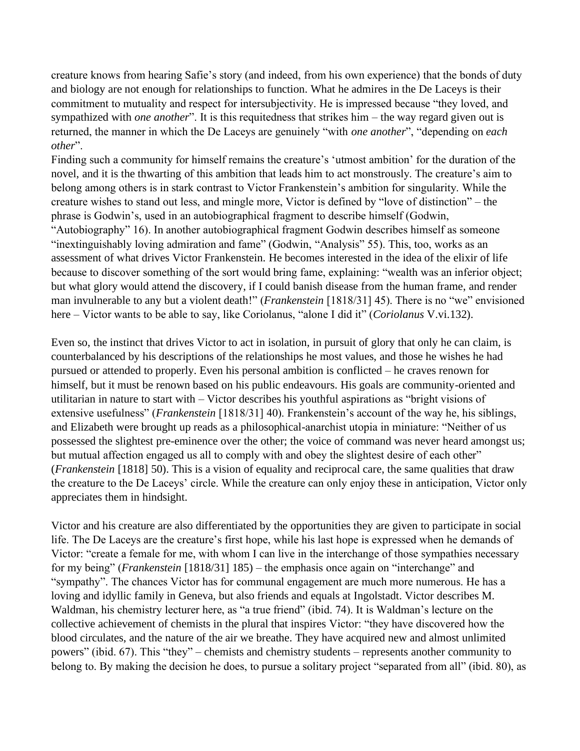creature knows from hearing Safie's story (and indeed, from his own experience) that the bonds of duty and biology are not enough for relationships to function. What he admires in the De Laceys is their commitment to mutuality and respect for intersubjectivity. He is impressed because "they loved, and sympathized with *one another*". It is this requitedness that strikes him – the way regard given out is returned, the manner in which the De Laceys are genuinely "with *one another*", "depending on *each other*".

Finding such a community for himself remains the creature's 'utmost ambition' for the duration of the novel, and it is the thwarting of this ambition that leads him to act monstrously. The creature's aim to belong among others is in stark contrast to Victor Frankenstein's ambition for singularity. While the creature wishes to stand out less, and mingle more, Victor is defined by "love of distinction" – the phrase is Godwin's, used in an autobiographical fragment to describe himself (Godwin, "Autobiography" 16). In another autobiographical fragment Godwin describes himself as someone "inextinguishably loving admiration and fame" (Godwin, "Analysis" 55). This, too, works as an assessment of what drives Victor Frankenstein. He becomes interested in the idea of the elixir of life because to discover something of the sort would bring fame, explaining: "wealth was an inferior object; but what glory would attend the discovery, if I could banish disease from the human frame, and render man invulnerable to any but a violent death!" (*Frankenstein* [1818/31] 45). There is no "we" envisioned here – Victor wants to be able to say, like Coriolanus, "alone I did it" (*Coriolanus* V.vi.132).

Even so, the instinct that drives Victor to act in isolation, in pursuit of glory that only he can claim, is counterbalanced by his descriptions of the relationships he most values, and those he wishes he had pursued or attended to properly. Even his personal ambition is conflicted – he craves renown for himself, but it must be renown based on his public endeavours. His goals are community-oriented and utilitarian in nature to start with – Victor describes his youthful aspirations as "bright visions of extensive usefulness" (*Frankenstein* [1818/31] 40). Frankenstein's account of the way he, his siblings, and Elizabeth were brought up reads as a philosophical-anarchist utopia in miniature: "Neither of us possessed the slightest pre-eminence over the other; the voice of command was never heard amongst us; but mutual affection engaged us all to comply with and obey the slightest desire of each other" (*Frankenstein* [1818] 50). This is a vision of equality and reciprocal care, the same qualities that draw the creature to the De Laceys' circle. While the creature can only enjoy these in anticipation, Victor only appreciates them in hindsight.

Victor and his creature are also differentiated by the opportunities they are given to participate in social life. The De Laceys are the creature's first hope, while his last hope is expressed when he demands of Victor: "create a female for me, with whom I can live in the interchange of those sympathies necessary for my being" (*Frankenstein* [1818/31] 185) – the emphasis once again on "interchange" and "sympathy". The chances Victor has for communal engagement are much more numerous. He has a loving and idyllic family in Geneva, but also friends and equals at Ingolstadt. Victor describes M. Waldman, his chemistry lecturer here, as "a true friend" (ibid. 74). It is Waldman's lecture on the collective achievement of chemists in the plural that inspires Victor: "they have discovered how the blood circulates, and the nature of the air we breathe. They have acquired new and almost unlimited powers" (ibid. 67). This "they" – chemists and chemistry students – represents another community to belong to. By making the decision he does, to pursue a solitary project "separated from all" (ibid. 80), as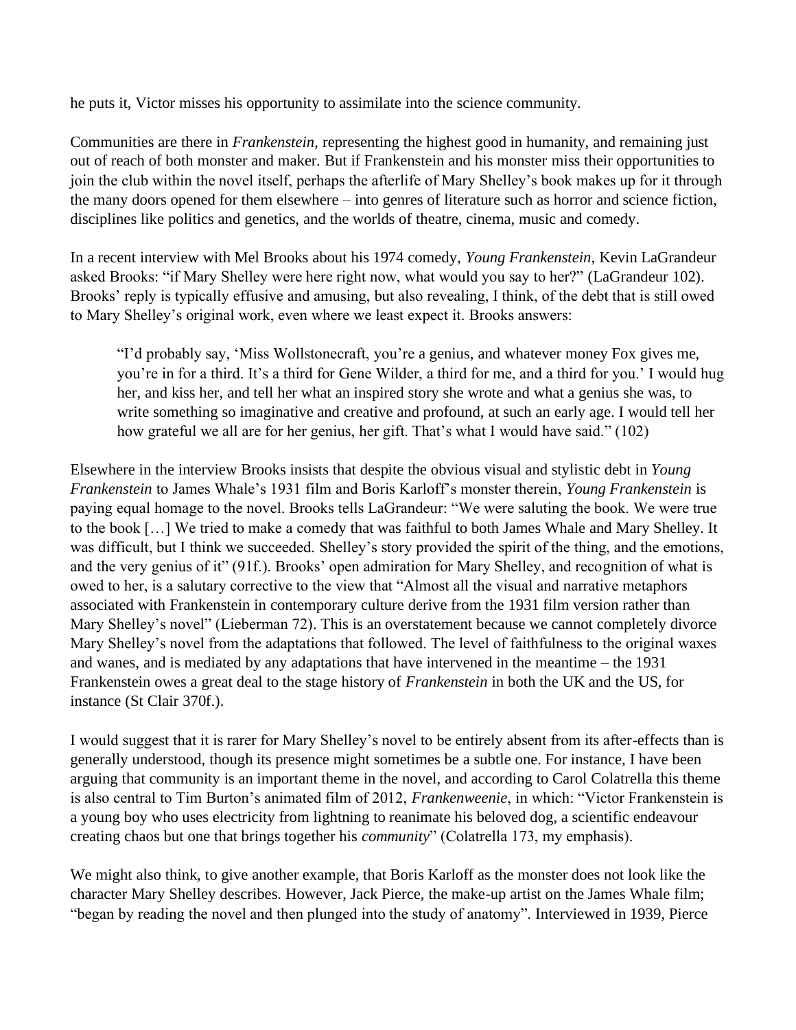he puts it, Victor misses his opportunity to assimilate into the science community.

Communities are there in *Frankenstein*, representing the highest good in humanity, and remaining just out of reach of both monster and maker. But if Frankenstein and his monster miss their opportunities to join the club within the novel itself, perhaps the afterlife of Mary Shelley's book makes up for it through the many doors opened for them elsewhere – into genres of literature such as horror and science fiction, disciplines like politics and genetics, and the worlds of theatre, cinema, music and comedy.

In a recent interview with Mel Brooks about his 1974 comedy, *Young Frankenstein*, Kevin LaGrandeur asked Brooks: "if Mary Shelley were here right now, what would you say to her?" (LaGrandeur 102). Brooks' reply is typically effusive and amusing, but also revealing, I think, of the debt that is still owed to Mary Shelley's original work, even where we least expect it. Brooks answers:

> "I'd probably say, 'Miss Wollstonecraft, you're a genius, and whatever money Fox gives me, you're in for a third. It's a third for Gene Wilder, a third for me, and a third for you.' I would hug her, and kiss her, and tell her what an inspired story she wrote and what a genius she was, to write something so imaginative and creative and profound, at such an early age. I would tell her how grateful we all are for her genius, her gift. That's what I would have said." (102)

Elsewhere in the interview Brooks insists that despite the obvious visual and stylistic debt in *Young Frankenstein* to James Whale's 1931 film and Boris Karloff's monster therein, *Young Frankenstein* is paying equal homage to the novel. Brooks tells LaGrandeur: "We were saluting the book. We were true to the book […] We tried to make a comedy that was faithful to both James Whale and Mary Shelley. It was difficult, but I think we succeeded. Shelley's story provided the spirit of the thing, and the emotions, and the very genius of it" (91f.). Brooks' open admiration for Mary Shelley, and recognition of what is owed to her, is a salutary corrective to the view that "Almost all the visual and narrative metaphors associated with Frankenstein in contemporary culture derive from the 1931 film version rather than Mary Shelley's novel" (Lieberman 72). This is an overstatement because we cannot completely divorce Mary Shelley's novel from the adaptations that followed. The level of faithfulness to the original waxes and wanes, and is mediated by any adaptations that have intervened in the meantime – the 1931 Frankenstein owes a great deal to the stage history of *Frankenstein* in both the UK and the US, for instance (St Clair 370f.).

I would suggest that it is rarer for Mary Shelley's novel to be entirely absent from its after-effects than is generally understood, though its presence might sometimes be a subtle one. For instance, I have been arguing that community is an important theme in the novel, and according to Carol Colatrella this theme is also central to Tim Burton's animated film of 2012, *Frankenweenie*, in which: "Victor Frankenstein is a young boy who uses electricity from lightning to reanimate his beloved dog, a scientific endeavour creating chaos but one that brings together his *community*" (Colatrella 173, my emphasis).

We might also think, to give another example, that Boris Karloff as the monster does not look like the character Mary Shelley describes. However, Jack Pierce, the make-up artist on the James Whale film; "began by reading the novel and then plunged into the study of anatomy". Interviewed in 1939, Pierce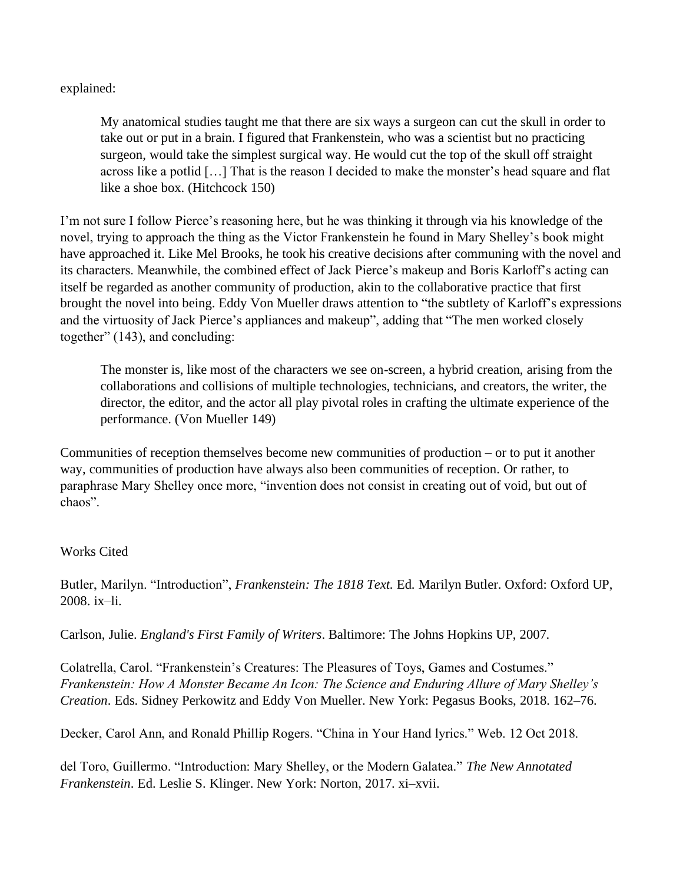explained:

> My anatomical studies taught me that there are six ways a surgeon can cut the skull in order to take out or put in a brain. I figured that Frankenstein, who was a scientist but no practicing surgeon, would take the simplest surgical way. He would cut the top of the skull off straight across like a potlid […] That is the reason I decided to make the monster's head square and flat like a shoe box. (Hitchcock 150)

I'm not sure I follow Pierce's reasoning here, but he was thinking it through via his knowledge of the novel, trying to approach the thing as the Victor Frankenstein he found in Mary Shelley's book might have approached it. Like Mel Brooks, he took his creative decisions after communing with the novel and its characters. Meanwhile, the combined effect of Jack Pierce's makeup and Boris Karloff's acting can itself be regarded as another community of production, akin to the collaborative practice that first brought the novel into being. Eddy Von Mueller draws attention to "the subtlety of Karloff's expressions and the virtuosity of Jack Pierce's appliances and makeup", adding that "The men worked closely together" (143), and concluding:

> The monster is, like most of the characters we see on-screen, a hybrid creation, arising from the collaborations and collisions of multiple technologies, technicians, and creators, the writer, the director, the editor, and the actor all play pivotal roles in crafting the ultimate experience of the performance. (Von Mueller 149)

Communities of reception themselves become new communities of production – or to put it another way, communities of production have always also been communities of reception. Or rather, to paraphrase Mary Shelley once more, "invention does not consist in creating out of void, but out of chaos".

Works Cited

Butler, Marilyn. "Introduction", *Frankenstein: The 1818 Text.* Ed. Marilyn Butler. Oxford: Oxford UP, 2008. ix–li.

Carlson, Julie. *England's First Family of Writers*. Baltimore: The Johns Hopkins UP, 2007.

Colatrella, Carol. "Frankenstein's Creatures: The Pleasures of Toys, Games and Costumes." *Frankenstein: How A Monster Became An Icon: The Science and Enduring Allure of Mary Shelley's Creation*. Eds. Sidney Perkowitz and Eddy Von Mueller. New York: Pegasus Books, 2018. 162–76.

Decker, Carol Ann, and Ronald Phillip Rogers. "China in Your Hand lyrics." Web. 12 Oct 2018.

del Toro, Guillermo. "Introduction: Mary Shelley, or the Modern Galatea." *The New Annotated Frankenstein*. Ed. Leslie S. Klinger. New York: Norton, 2017. xi–xvii.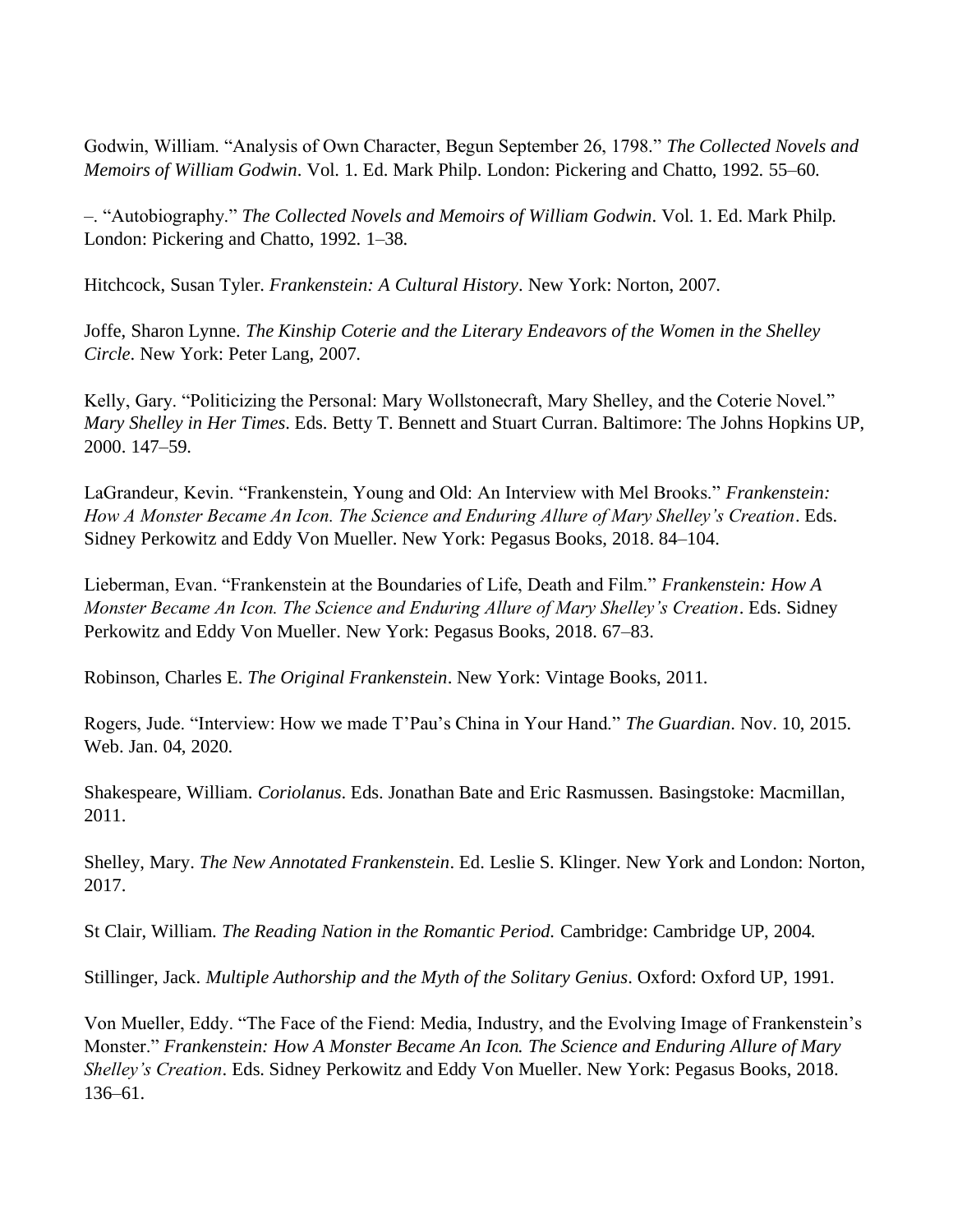Godwin, William. "Analysis of Own Character, Begun September 26, 1798." *The Collected Novels and Memoirs of William Godwin*. Vol. 1. Ed. Mark Philp. London: Pickering and Chatto, 1992. 55–60.

–. "Autobiography." *The Collected Novels and Memoirs of William Godwin*. Vol. 1. Ed. Mark Philp. London: Pickering and Chatto, 1992. 1–38.

Hitchcock, Susan Tyler. *Frankenstein: A Cultural History*. New York: Norton, 2007.

Joffe, Sharon Lynne. *The Kinship Coterie and the Literary Endeavors of the Women in the Shelley Circle*. New York: Peter Lang, 2007.

Kelly, Gary. "Politicizing the Personal: Mary Wollstonecraft, Mary Shelley, and the Coterie Novel." *Mary Shelley in Her Times*. Eds. Betty T. Bennett and Stuart Curran. Baltimore: The Johns Hopkins UP, 2000. 147–59.

LaGrandeur, Kevin. "Frankenstein, Young and Old: An Interview with Mel Brooks." *Frankenstein: How A Monster Became An Icon. The Science and Enduring Allure of Mary Shelley's Creation*. Eds. Sidney Perkowitz and Eddy Von Mueller. New York: Pegasus Books, 2018. 84–104.

Lieberman, Evan. "Frankenstein at the Boundaries of Life, Death and Film." *Frankenstein: How A Monster Became An Icon. The Science and Enduring Allure of Mary Shelley's Creation*. Eds. Sidney Perkowitz and Eddy Von Mueller. New York: Pegasus Books, 2018. 67–83.

Robinson, Charles E. *The Original Frankenstein*. New York: Vintage Books, 2011.

Rogers, Jude. "Interview: How we made T'Pau's China in Your Hand." *The Guardian*. Nov. 10, 2015. Web. Jan. 04, 2020.

Shakespeare, William. *Coriolanus*. Eds. Jonathan Bate and Eric Rasmussen. Basingstoke: Macmillan, 2011.

Shelley, Mary. *The New Annotated Frankenstein*. Ed. Leslie S. Klinger. New York and London: Norton, 2017.

St Clair, William. *The Reading Nation in the Romantic Period.* Cambridge: Cambridge UP, 2004.

Stillinger, Jack. *Multiple Authorship and the Myth of the Solitary Genius*. Oxford: Oxford UP, 1991.

Von Mueller, Eddy. "The Face of the Fiend: Media, Industry, and the Evolving Image of Frankenstein's Monster." *Frankenstein: How A Monster Became An Icon. The Science and Enduring Allure of Mary Shelley's Creation*. Eds. Sidney Perkowitz and Eddy Von Mueller. New York: Pegasus Books, 2018. 136–61.